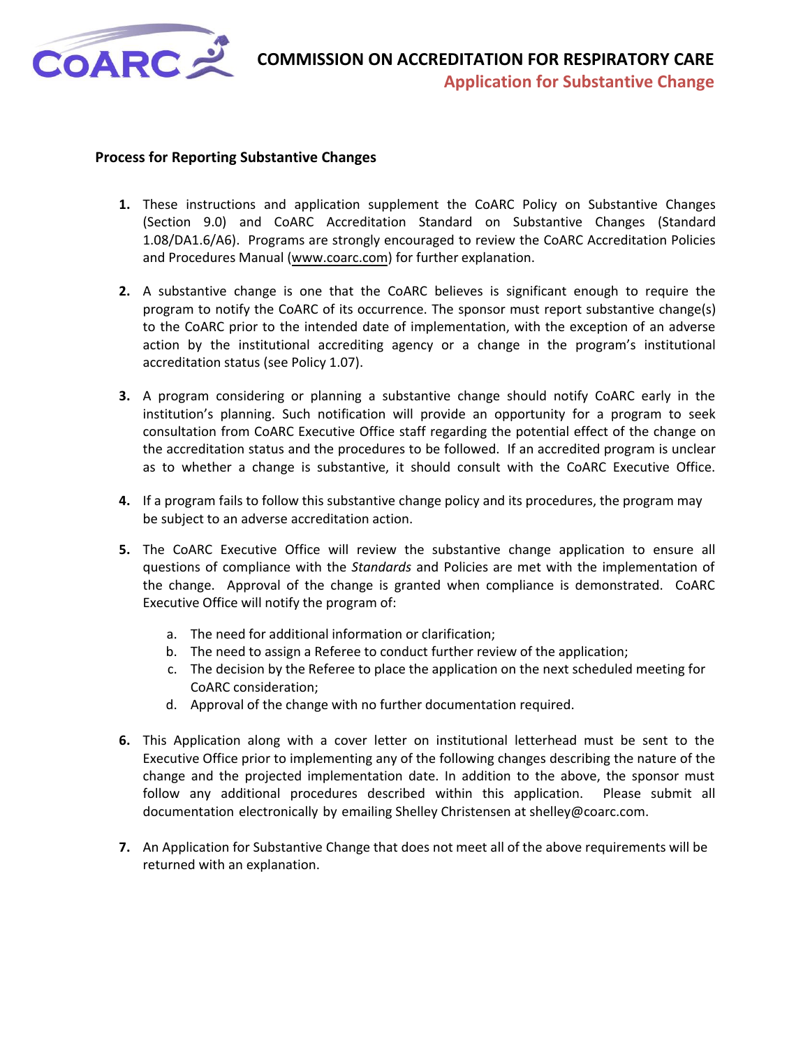# COMMISSION ON ACCREDITATION FOR RESPIRATORY CARE

## Application for Substantive Change

### Process for Reporting Substantive Changes

1. These instructions and application supplement the CoARC Policy on Substantive Changes (Section 9.0) and CoARC Accreditation Standard on Substantive Changes (Standard 1.08/DA1.6/A6). Programs are strongly encouraged to review the CoARC Accreditation Policies and Procedures Manual (www.coarc.com) for further explanation.

2. A substantive change is one that the CoARC believes is significant enough to require the program to notify the CoARC of its occurrence. The sponsor must report substantive change(s) to the CoARC prior to the intended date of implementation, with the exception of an adverse action by the institutional accrediting agency or a change in the program's institutional accreditation status (see Policy 1.07).

3. A program considering or planning a substantive change should notify CoARC early in the institution's planning. Such notification will provide an opportunity for a program to seek consultation from CoARC Executive Office staff regarding the potential effect of the change on the accreditation status and the procedures to be followed. If an accredited program is unclear as to whether a change is substantive, it should consult with the CoARC Executive Office.

4. If a program fails to follow this substantive change policy and its procedures, the program may be subject to an adverse accreditation action.

5. The CoARC Executive Office will review the substantive change application to ensure all questions of compliance with the *Standards* and Policies are met with the implementation of the change. Approval of the change is granted when compliance is demonstrated. CoARC Executive Office will notify the program of:
   a. The need for additional information or clarification;
   b. The need to assign a Referee to conduct further review of the application;
   c. The decision by the Referee to place the application on the next scheduled meeting for CoARC consideration;
   d. Approval of the change with no further documentation required.

6. This Application along with a cover letter on institutional letterhead must be sent to the Executive Office prior to implementing any of the following changes describing the nature of the change and the projected implementation date. In addition to the above, the sponsor must follow any additional procedures described within this application. Please submit all documentation electronically by emailing Shelley Christensen at shelley@coarc.com.

7. An Application for Substantive Change that does not meet all of the above requirements will be returned with an explanation.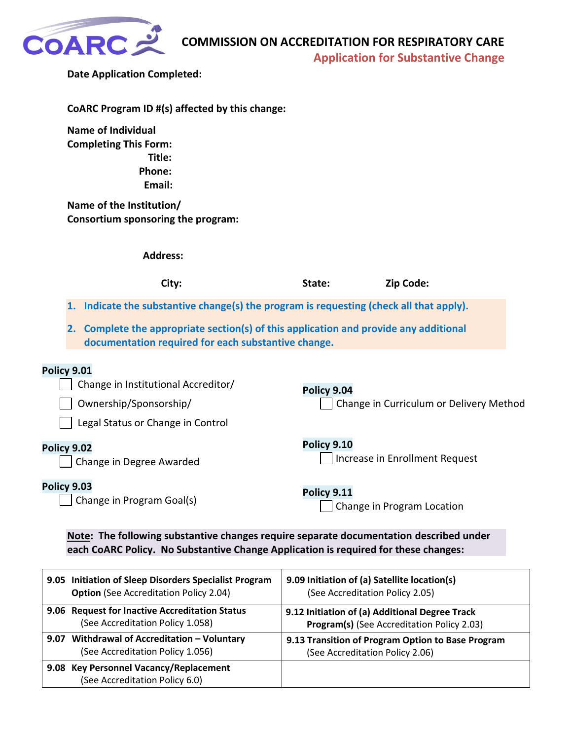# COMMISSION ON ACCREDITATION FOR RESPIRATORY CARE

## Application for Substantive Change

**Date Application Completed:**

**CoARC Program ID #(s) affected by this change:**

**Name of Individual Completing This Form:**

**Title:**

**Phone:**

**Email:**

**Name of the Institution/ Consortium sponsoring the program:**

**Address:**

**City:** **State:** **Zip Code:**

1. **Indicate the substantive change(s) the program is requesting (check all that apply).**
2. **Complete the appropriate section(s) of this application and provide any additional documentation required for each substantive change.**

**Policy 9.01**

- ☐ Change in Institutional Accreditor/
- ☐ Ownership/Sponsorship/
- ☐ Legal Status or Change in Control

**Policy 9.02**

- ☐ Change in Degree Awarded

**Policy 9.03**

- ☐ Change in Program Goal(s)

**Policy 9.04**

- ☐ Change in Curriculum or Delivery Method

**Policy 9.10**

- ☐ Increase in Enrollment Request

**Policy 9.11**

- ☐ Change in Program Location

**Note: The following substantive changes require separate documentation described under each CoARC Policy. No Substantive Change Application is required for these changes:**

| | |
|---|---|
| **9.05 Initiation of Sleep Disorders Specialist Program Option** (See Accreditation Policy 2.04) | **9.09 Initiation of (a) Satellite location(s)** (See Accreditation Policy 2.05) |
| **9.06 Request for Inactive Accreditation Status** (See Accreditation Policy 1.058) | **9.12 Initiation of (a) Additional Degree Track Program(s)** (See Accreditation Policy 2.03) |
| **9.07 Withdrawal of Accreditation – Voluntary** (See Accreditation Policy 1.056) | **9.13 Transition of Program Option to Base Program** (See Accreditation Policy 2.06) |
| **9.08 Key Personnel Vacancy/Replacement** (See Accreditation Policy 6.0) | |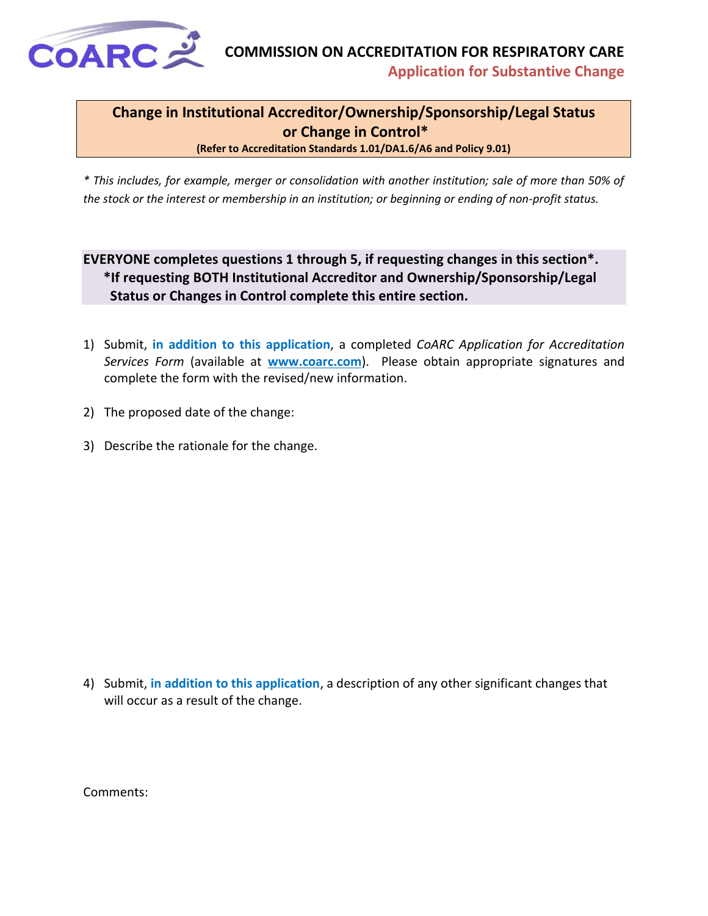**COMMISSION ON ACCREDITATION FOR RESPIRATORY CARE**
**Application for Substantive Change**

## Change in Institutional Accreditor/Ownership/Sponsorship/Legal Status or Change in Control*

**(Refer to Accreditation Standards 1.01/DA1.6/A6 and Policy 9.01)**

*\* This includes, for example, merger or consolidation with another institution; sale of more than 50% of the stock or the interest or membership in an institution; or beginning or ending of non-profit status.*

**EVERYONE completes questions 1 through 5, if requesting changes in this section\*.**
**\*If requesting BOTH Institutional Accreditor and Ownership/Sponsorship/Legal Status or Changes in Control complete this entire section.**

1) Submit, **in addition to this application**, a completed *CoARC Application for Accreditation Services Form* (available at **www.coarc.com**). Please obtain appropriate signatures and complete the form with the revised/new information.

2) The proposed date of the change:

3) Describe the rationale for the change.

4) Submit, **in addition to this application**, a description of any other significant changes that will occur as a result of the change.

Comments: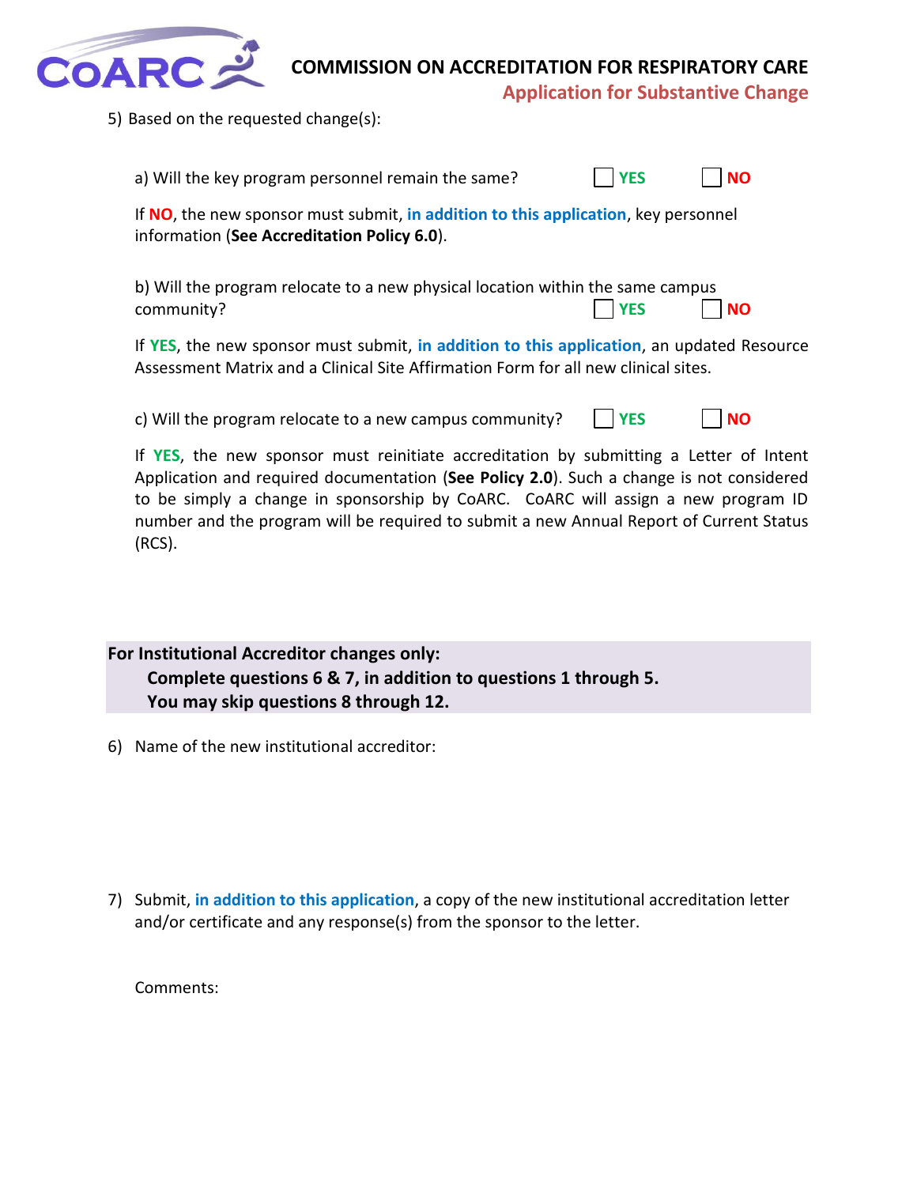5) Based on the requested change(s):

a) Will the key program personnel remain the same? ☐ **YES** ☐ **NO**

If **NO**, the new sponsor must submit, **in addition to this application**, key personnel information (**See Accreditation Policy 6.0**).

b) Will the program relocate to a new physical location within the same campus community? ☐ **YES** ☐ **NO**

If **YES**, the new sponsor must submit, **in addition to this application**, an updated Resource Assessment Matrix and a Clinical Site Affirmation Form for all new clinical sites.

c) Will the program relocate to a new campus community? ☐ **YES** ☐ **NO**

If **YES**, the new sponsor must reinitiate accreditation by submitting a Letter of Intent Application and required documentation (**See Policy 2.0**). Such a change is not considered to be simply a change in sponsorship by CoARC. CoARC will assign a new program ID number and the program will be required to submit a new Annual Report of Current Status (RCS).

**For Institutional Accreditor changes only:**
**Complete questions 6 & 7, in addition to questions 1 through 5.**
**You may skip questions 8 through 12.**

6) Name of the new institutional accreditor:

7) Submit, **in addition to this application**, a copy of the new institutional accreditation letter and/or certificate and any response(s) from the sponsor to the letter.

Comments: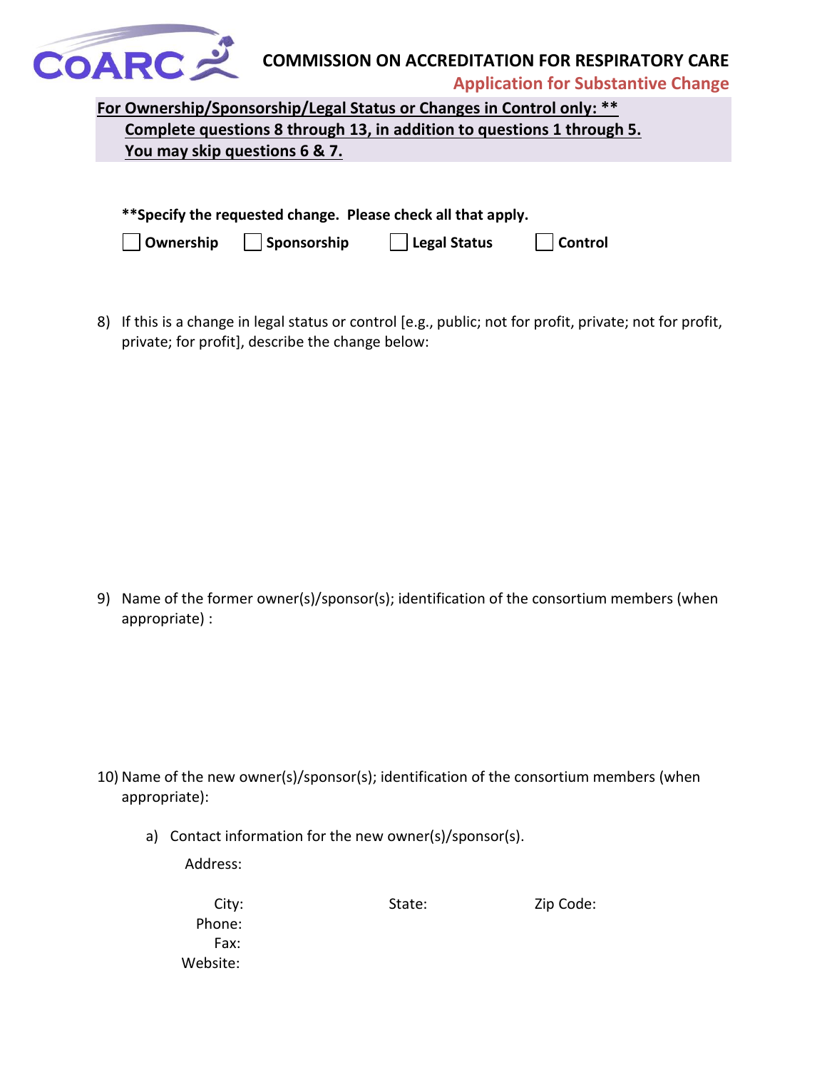**For Ownership/Sponsorship/Legal Status or Changes in Control only: \*\***
**Complete questions 8 through 13, in addition to questions 1 through 5.**
**You may skip questions 6 & 7.**

**\*\*Specify the requested change. Please check all that apply.**

☐ **Ownership** ☐ **Sponsorship** ☐ **Legal Status** ☐ **Control**

8) If this is a change in legal status or control [e.g., public; not for profit, private; not for profit, private; for profit], describe the change below:

9) Name of the former owner(s)/sponsor(s); identification of the consortium members (when appropriate) :

10) Name of the new owner(s)/sponsor(s); identification of the consortium members (when appropriate):

   a) Contact information for the new owner(s)/sponsor(s).

   Address:

   City: State: Zip Code:

   Phone:

   Fax:

   Website: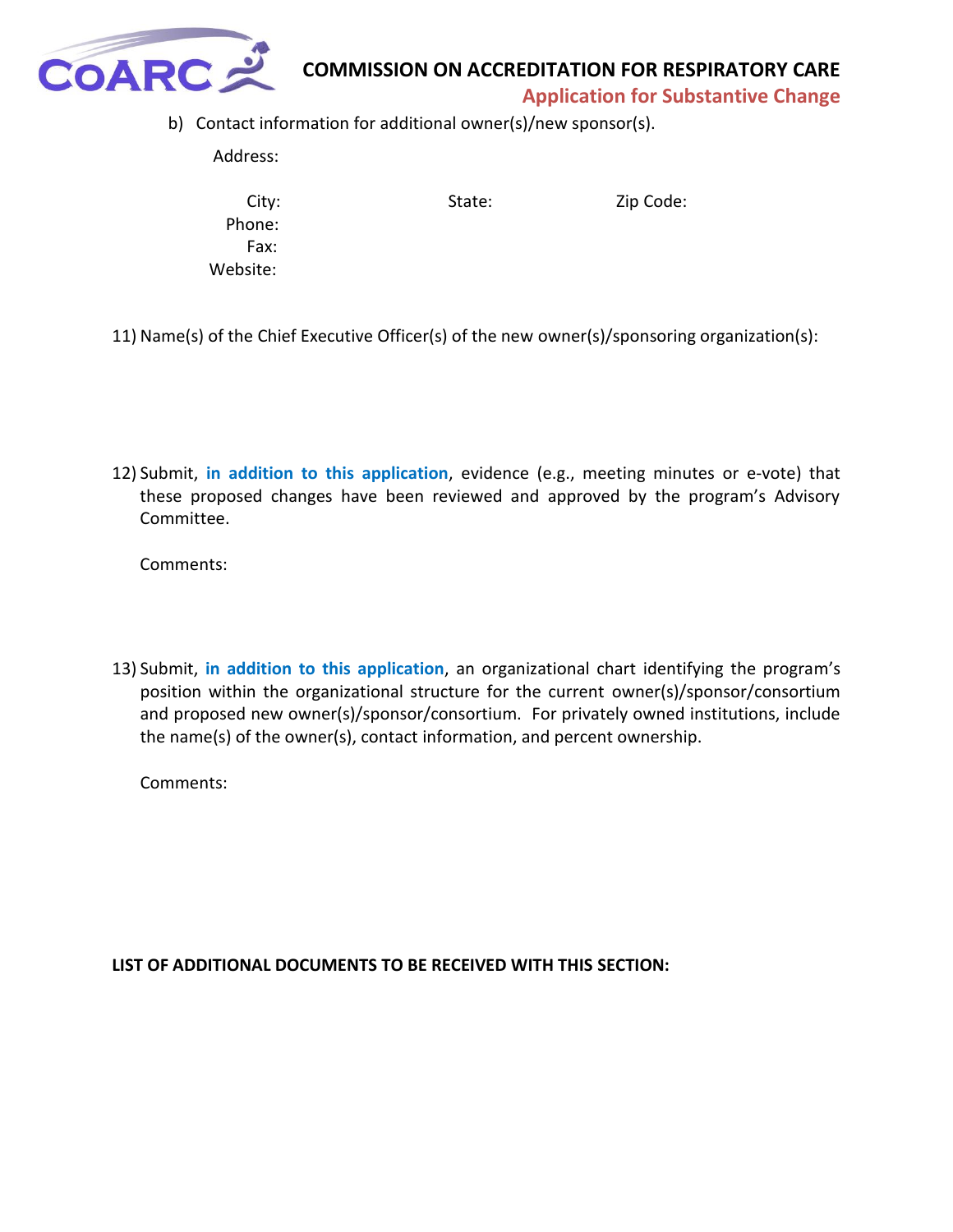b) Contact information for additional owner(s)/new sponsor(s).

Address:

City: State: Zip Code:
Phone:
Fax:
Website:

11) Name(s) of the Chief Executive Officer(s) of the new owner(s)/sponsoring organization(s):

12) Submit, **in addition to this application**, evidence (e.g., meeting minutes or e-vote) that these proposed changes have been reviewed and approved by the program's Advisory Committee.

Comments:

13) Submit, **in addition to this application**, an organizational chart identifying the program's position within the organizational structure for the current owner(s)/sponsor/consortium and proposed new owner(s)/sponsor/consortium. For privately owned institutions, include the name(s) of the owner(s), contact information, and percent ownership.

Comments:

**LIST OF ADDITIONAL DOCUMENTS TO BE RECEIVED WITH THIS SECTION:**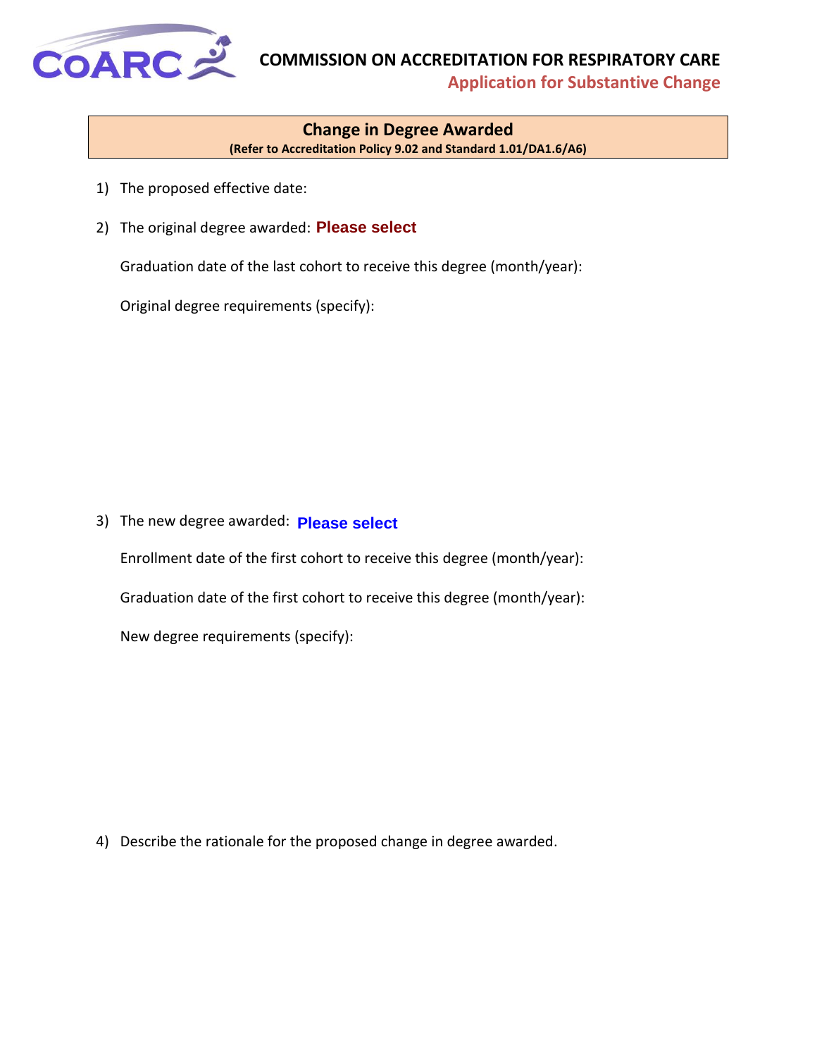## Change in Degree Awarded

**(Refer to Accreditation Policy 9.02 and Standard 1.01/DA1.6/A6)**

1) The proposed effective date:

2) The original degree awarded: **Please select**

   Graduation date of the last cohort to receive this degree (month/year):

   Original degree requirements (specify):

3) The new degree awarded: **Please select**

   Enrollment date of the first cohort to receive this degree (month/year):

   Graduation date of the first cohort to receive this degree (month/year):

   New degree requirements (specify):

4) Describe the rationale for the proposed change in degree awarded.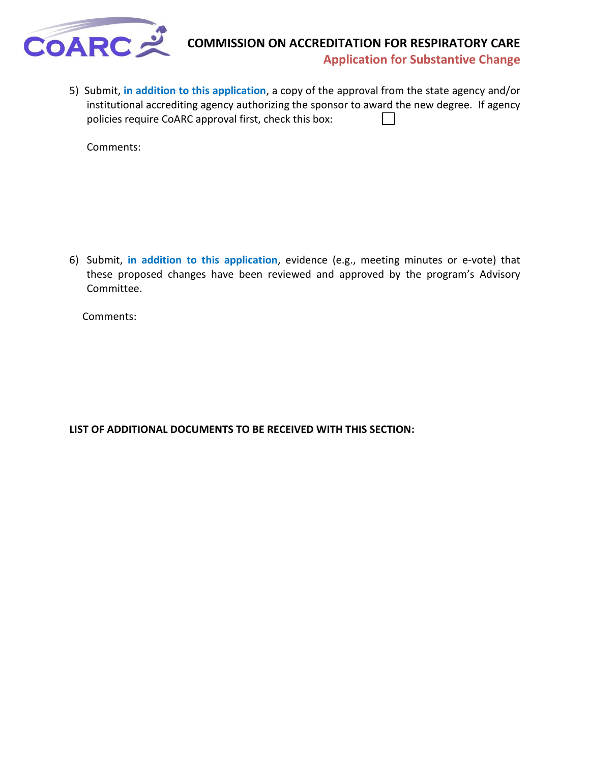5) Submit, **in addition to this application**, a copy of the approval from the state agency and/or institutional accrediting agency authorizing the sponsor to award the new degree. If agency policies require CoARC approval first, check this box: ☐

Comments:

6) Submit, **in addition to this application**, evidence (e.g., meeting minutes or e-vote) that these proposed changes have been reviewed and approved by the program's Advisory Committee.

Comments:

**LIST OF ADDITIONAL DOCUMENTS TO BE RECEIVED WITH THIS SECTION:**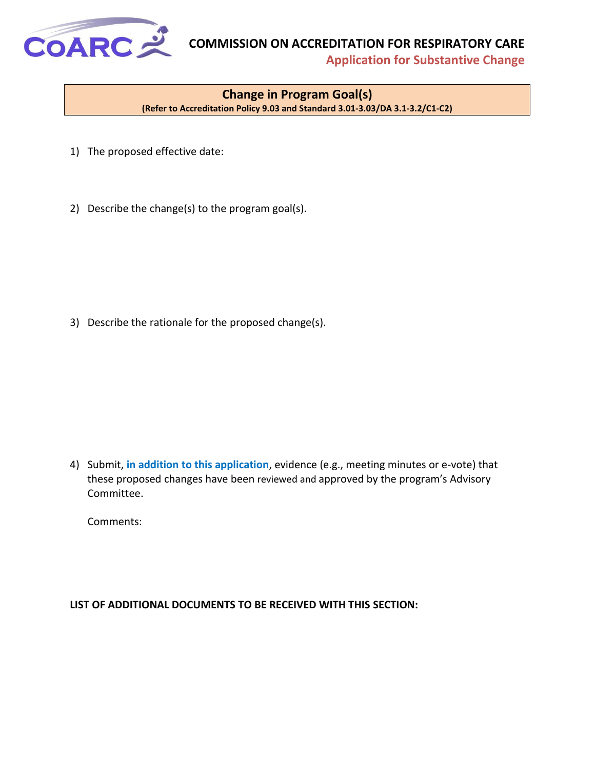## Change in Program Goal(s)

**(Refer to Accreditation Policy 9.03 and Standard 3.01-3.03/DA 3.1-3.2/C1-C2)**

1) The proposed effective date:

2) Describe the change(s) to the program goal(s).

3) Describe the rationale for the proposed change(s).

4) Submit, **in addition to this application**, evidence (e.g., meeting minutes or e-vote) that these proposed changes have been reviewed and approved by the program's Advisory Committee.

   Comments:

**LIST OF ADDITIONAL DOCUMENTS TO BE RECEIVED WITH THIS SECTION:**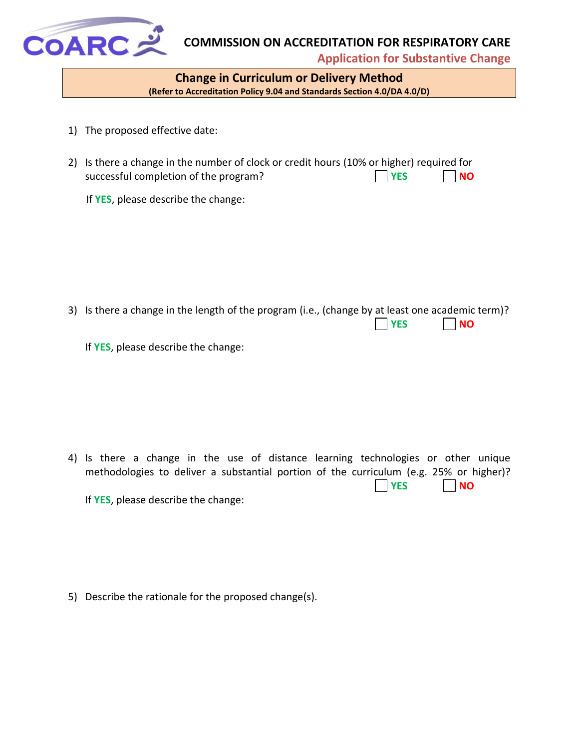# COMMISSION ON ACCREDITATION FOR RESPIRATORY CARE

**Application for Substantive Change**

## Change in Curriculum or Delivery Method

**(Refer to Accreditation Policy 9.04 and Standards Section 4.0/DA 4.0/D)**

1) The proposed effective date:

2) Is there a change in the number of clock or credit hours (10% or higher) required for successful completion of the program? ☐ **YES** ☐ **NO**

   If **YES**, please describe the change:

3) Is there a change in the length of the program (i.e., (change by at least one academic term)? ☐ **YES** ☐ **NO**

   If **YES**, please describe the change:

4) Is there a change in the use of distance learning technologies or other unique methodologies to deliver a substantial portion of the curriculum (e.g. 25% or higher)? ☐ **YES** ☐ **NO**

   If **YES**, please describe the change:

5) Describe the rationale for the proposed change(s).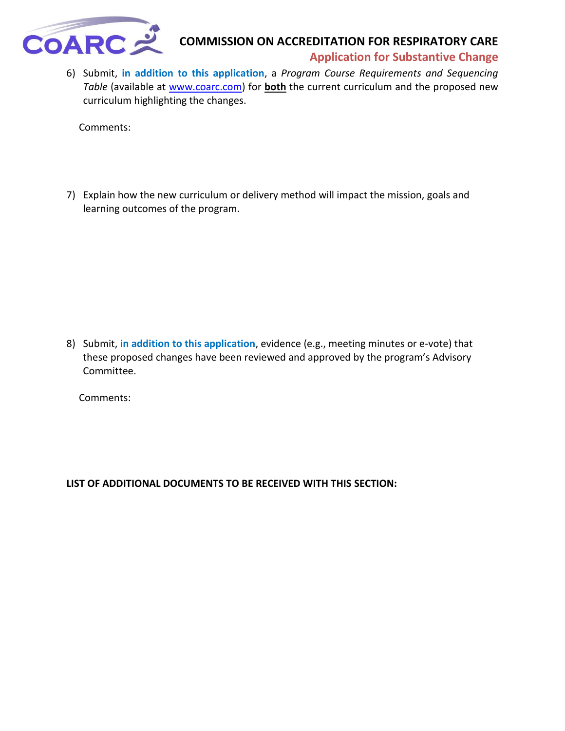6) Submit, **in addition to this application**, a *Program Course Requirements and Sequencing Table* (available at www.coarc.com) for **both** the current curriculum and the proposed new curriculum highlighting the changes.

   Comments:

7) Explain how the new curriculum or delivery method will impact the mission, goals and learning outcomes of the program.

8) Submit, **in addition to this application**, evidence (e.g., meeting minutes or e-vote) that these proposed changes have been reviewed and approved by the program's Advisory Committee.

   Comments:

**LIST OF ADDITIONAL DOCUMENTS TO BE RECEIVED WITH THIS SECTION:**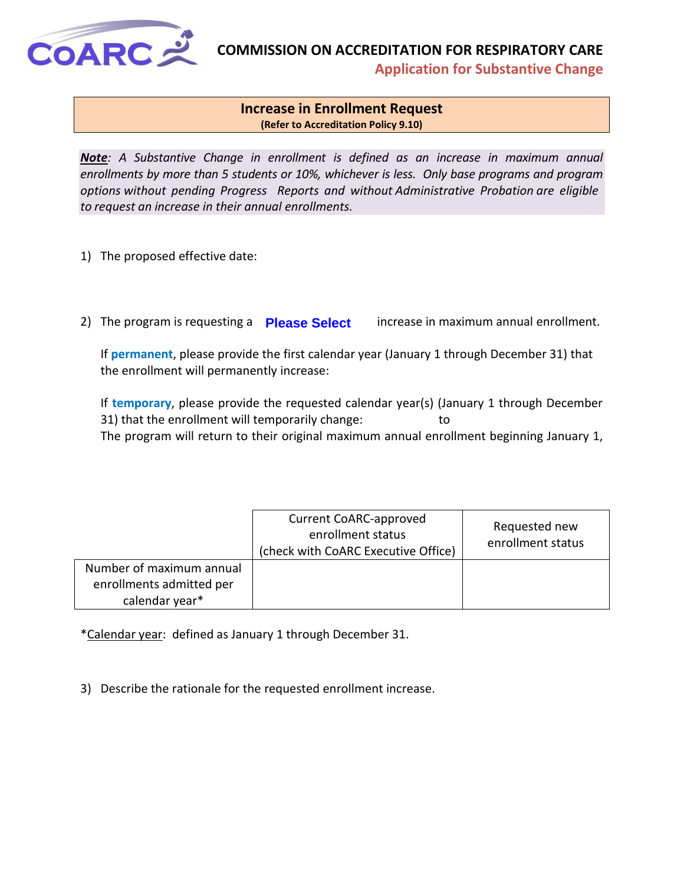**COMMISSION ON ACCREDITATION FOR RESPIRATORY CARE**
**Application for Substantive Change**

## Increase in Enrollment Request
**(Refer to Accreditation Policy 9.10)**

***Note**: A Substantive Change in enrollment is defined as an increase in maximum annual enrollments by more than 5 students or 10%, whichever is less. Only base programs and program options without pending Progress Reports and without Administrative Probation are eligible to request an increase in their annual enrollments.*

1) The proposed effective date:

2) The program is requesting a **Please Select** increase in maximum annual enrollment.

   If **permanent**, please provide the first calendar year (January 1 through December 31) that the enrollment will permanently increase:

   If **temporary**, please provide the requested calendar year(s) (January 1 through December 31) that the enrollment will temporarily change: to
   The program will return to their original maximum annual enrollment beginning January 1,

| | Current CoARC-approved enrollment status (check with CoARC Executive Office) | Requested new enrollment status |
|---|---|---|
| Number of maximum annual enrollments admitted per calendar year* | | |

*Calendar year: defined as January 1 through December 31.

3) Describe the rationale for the requested enrollment increase.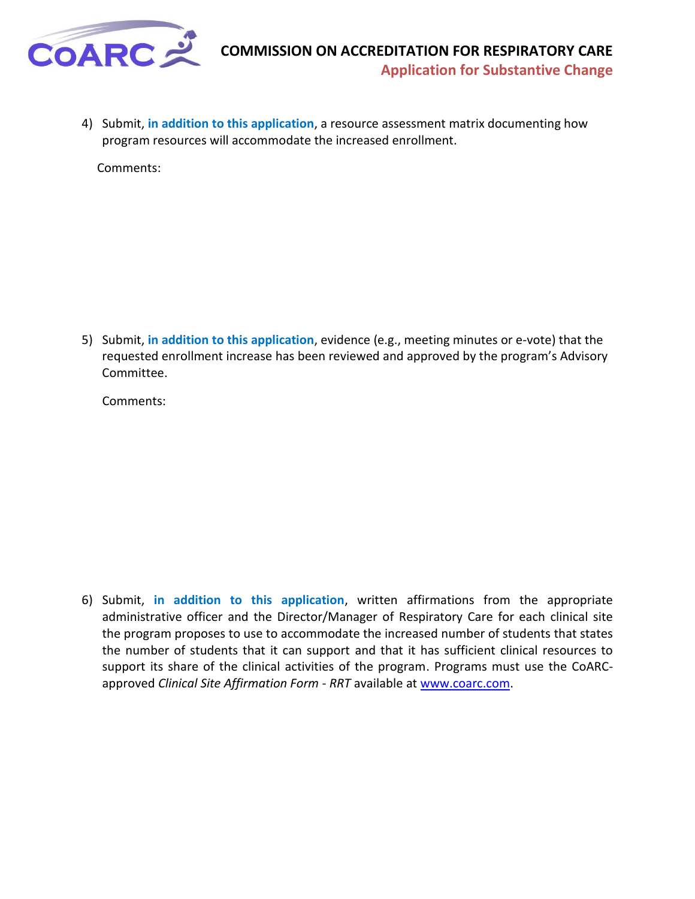4) Submit, **in addition to this application**, a resource assessment matrix documenting how program resources will accommodate the increased enrollment.

   Comments:

5) Submit, **in addition to this application**, evidence (e.g., meeting minutes or e-vote) that the requested enrollment increase has been reviewed and approved by the program's Advisory Committee.

   Comments:

6) Submit, **in addition to this application**, written affirmations from the appropriate administrative officer and the Director/Manager of Respiratory Care for each clinical site the program proposes to use to accommodate the increased number of students that states the number of students that it can support and that it has sufficient clinical resources to support its share of the clinical activities of the program. Programs must use the CoARC-approved *Clinical Site Affirmation Form - RRT* available at [www.coarc.com](http://www.coarc.com).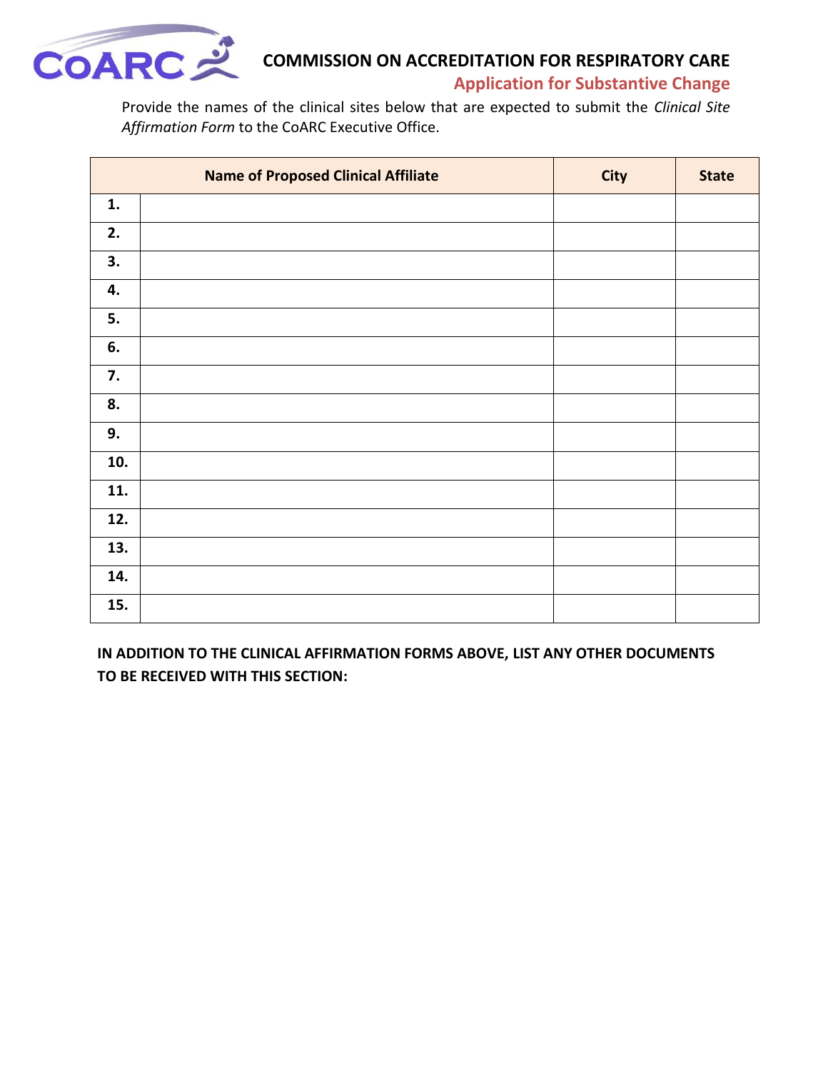**COMMISSION ON ACCREDITATION FOR RESPIRATORY CARE**

**Application for Substantive Change**

Provide the names of the clinical sites below that are expected to submit the *Clinical Site Affirmation Form* to the CoARC Executive Office.

| | Name of Proposed Clinical Affiliate | City | State |
|---|---|---|---|
| **1.** | | | |
| **2.** | | | |
| **3.** | | | |
| **4.** | | | |
| **5.** | | | |
| **6.** | | | |
| **7.** | | | |
| **8.** | | | |
| **9.** | | | |
| **10.** | | | |
| **11.** | | | |
| **12.** | | | |
| **13.** | | | |
| **14.** | | | |
| **15.** | | | |

**IN ADDITION TO THE CLINICAL AFFIRMATION FORMS ABOVE, LIST ANY OTHER DOCUMENTS TO BE RECEIVED WITH THIS SECTION:**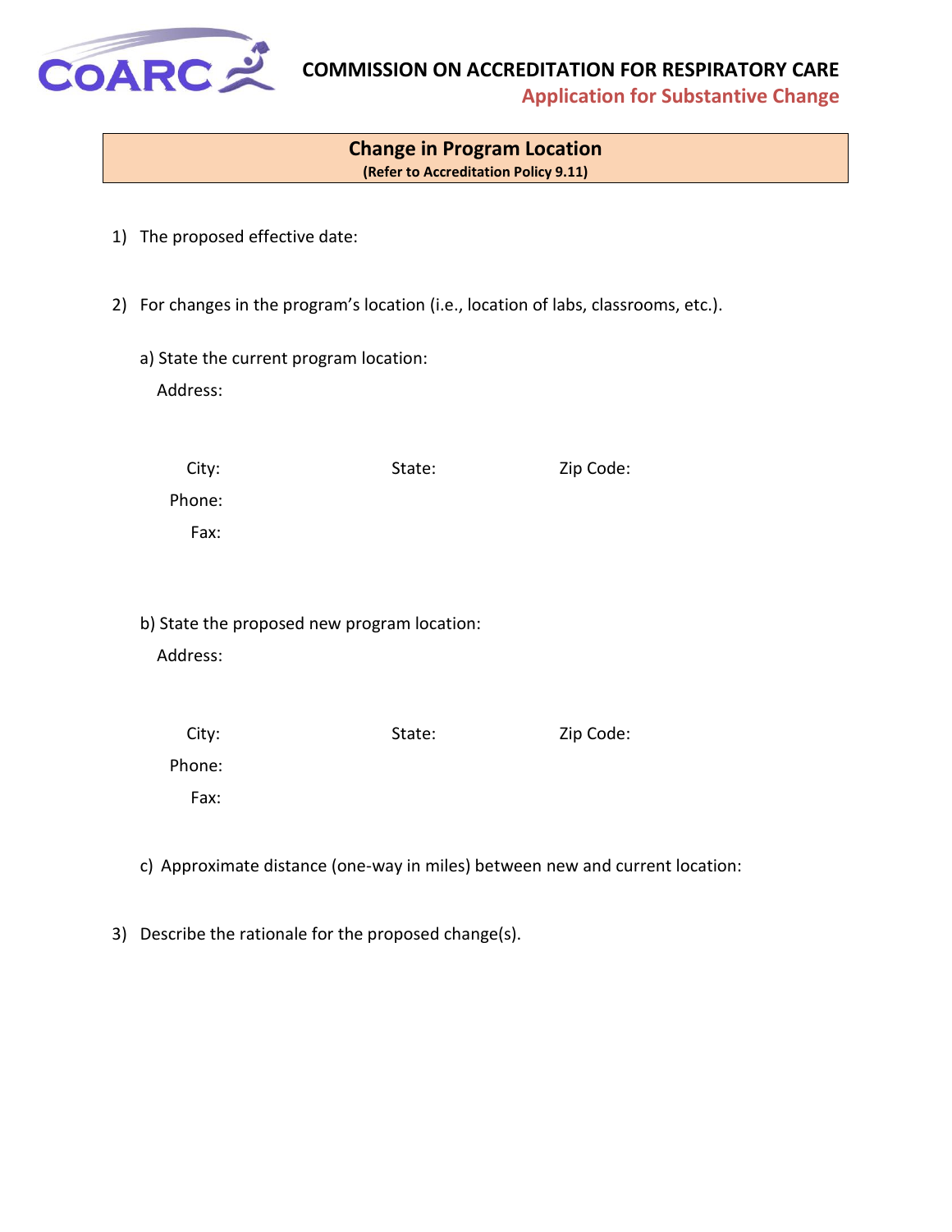**COMMISSION ON ACCREDITATION FOR RESPIRATORY CARE**

**Application for Substantive Change**

## Change in Program Location

**(Refer to Accreditation Policy 9.11)**

1) The proposed effective date:

2) For changes in the program's location (i.e., location of labs, classrooms, etc.).

   a) State the current program location:

   Address:

   City: State: Zip Code:

   Phone:

   Fax:

   b) State the proposed new program location:

   Address:

   City: State: Zip Code:

   Phone:

   Fax:

   c) Approximate distance (one-way in miles) between new and current location:

3) Describe the rationale for the proposed change(s).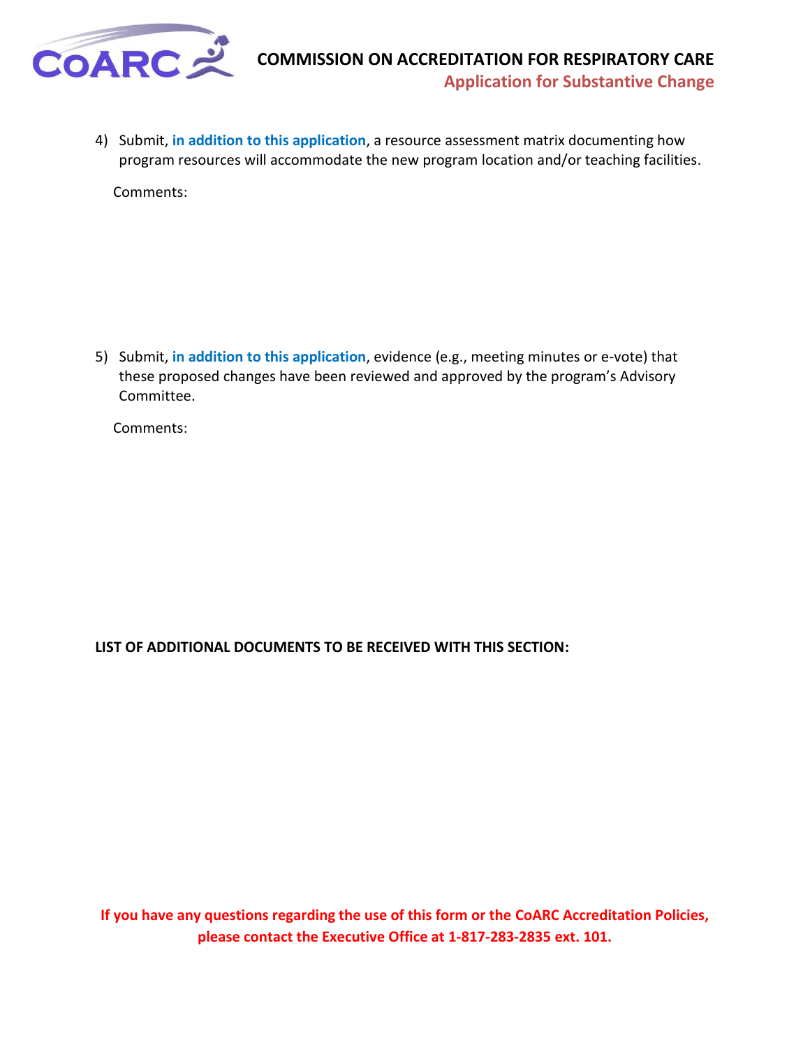4) Submit, **in addition to this application**, a resource assessment matrix documenting how program resources will accommodate the new program location and/or teaching facilities.

   Comments:

5) Submit, **in addition to this application**, evidence (e.g., meeting minutes or e-vote) that these proposed changes have been reviewed and approved by the program's Advisory Committee.

   Comments:

**LIST OF ADDITIONAL DOCUMENTS TO BE RECEIVED WITH THIS SECTION:**

**If you have any questions regarding the use of this form or the CoARC Accreditation Policies, please contact the Executive Office at 1-817-283-2835 ext. 101.**